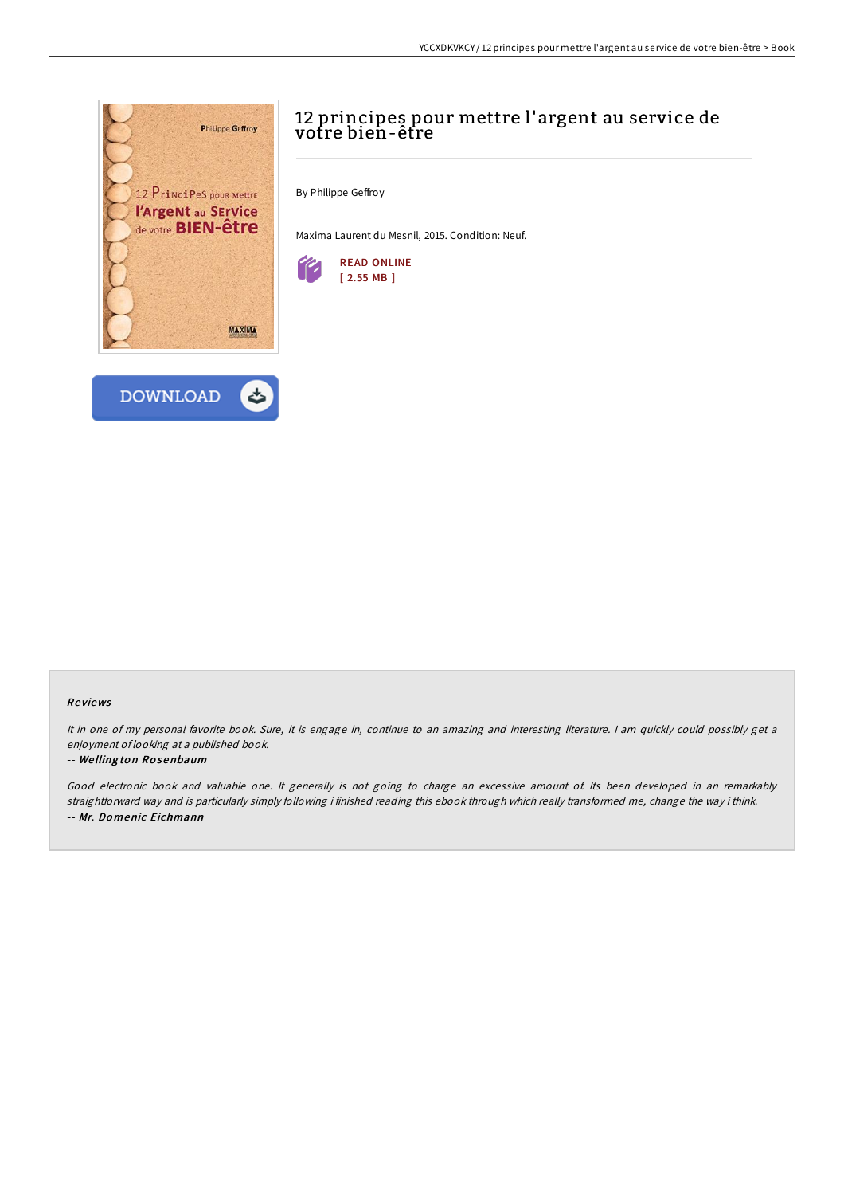# 12 principes pour mettre l'argent au service de votre bien-être

By Philippe Geffroy

Maxima Laurent du Mesnil, 2015. Condition: Neuf.

READ ONLINE
[ 2.55 MB ]

DOWNLOAD

### Reviews

*It in one of my personal favorite book. Sure, it is engage in, continue to an amazing and interesting literature. I am quickly could possibly get a enjoyment of looking at a published book.*

-- ***Wellington Rosenbaum***

*Good electronic book and valuable one. It generally is not going to charge an excessive amount of. Its been developed in an remarkably straightforward way and is particularly simply following i finished reading this ebook through which really transformed me, change the way i think.*

-- ***Mr. Domenic Eichmann***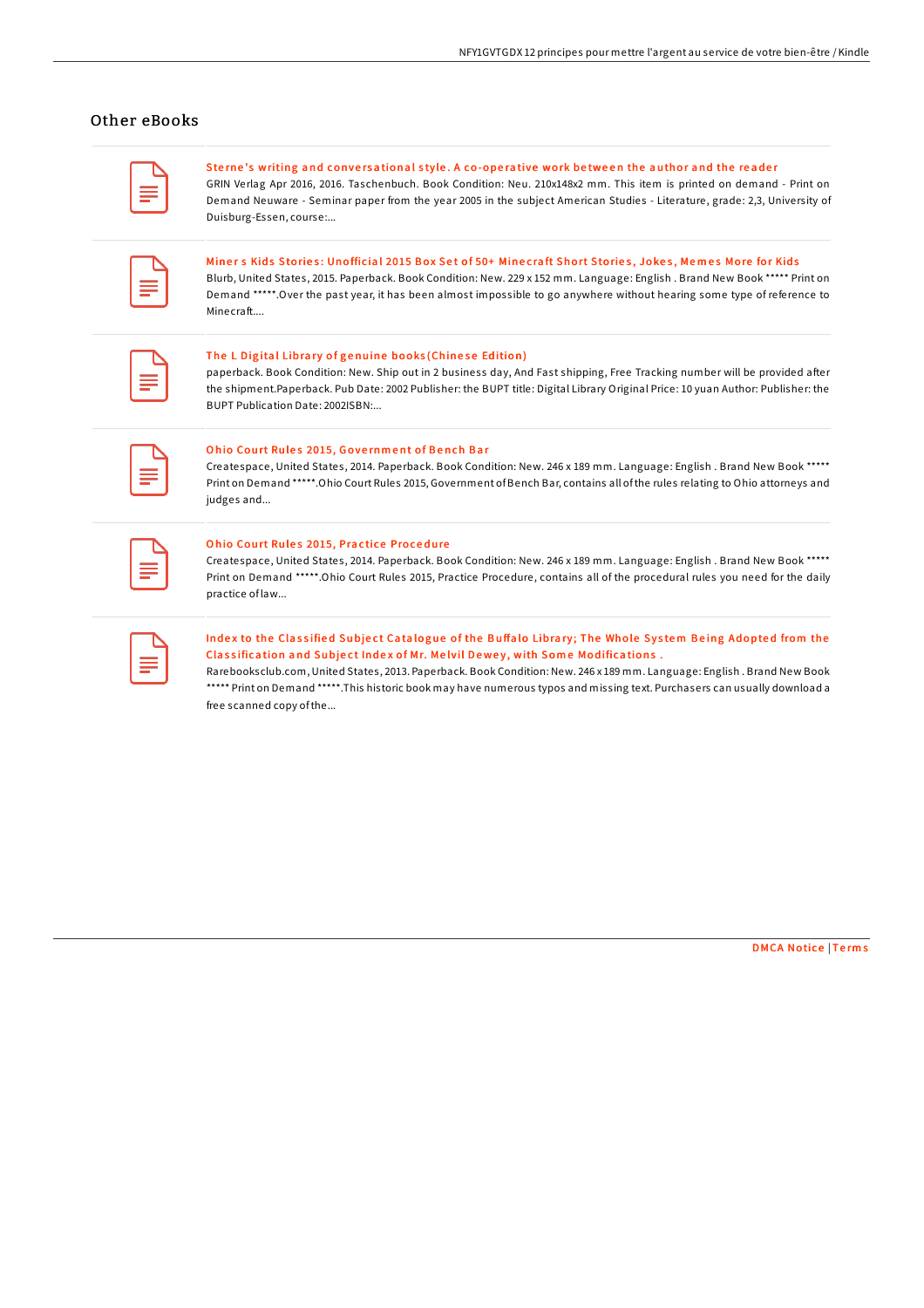## Other eBooks

**Sterne's writing and conversational style. A co-operative work between the author and the reader**

GRIN Verlag Apr 2016, 2016. Taschenbuch. Book Condition: Neu. 210x148x2 mm. This item is printed on demand - Print on Demand Neuware - Seminar paper from the year 2005 in the subject American Studies - Literature, grade: 2,3, University of Duisburg-Essen, course:...

**Miner s Kids Stories: Unofficial 2015 Box Set of 50+ Minecraft Short Stories, Jokes, Memes More for Kids**

Blurb, United States, 2015. Paperback. Book Condition: New. 229 x 152 mm. Language: English . Brand New Book ***** Print on Demand *****.Over the past year, it has been almost impossible to go anywhere without hearing some type of reference to Minecraft....

**The L Digital Library of genuine books(Chinese Edition)**

paperback. Book Condition: New. Ship out in 2 business day, And Fast shipping, Free Tracking number will be provided after the shipment.Paperback. Pub Date: 2002 Publisher: the BUPT title: Digital Library Original Price: 10 yuan Author: Publisher: the BUPT Publication Date: 2002ISBN:...

**Ohio Court Rules 2015, Government of Bench Bar**

Createspace, United States, 2014. Paperback. Book Condition: New. 246 x 189 mm. Language: English . Brand New Book ***** Print on Demand *****.Ohio Court Rules 2015, Government of Bench Bar, contains all of the rules relating to Ohio attorneys and judges and...

**Ohio Court Rules 2015, Practice Procedure**

Createspace, United States, 2014. Paperback. Book Condition: New. 246 x 189 mm. Language: English . Brand New Book ***** Print on Demand *****.Ohio Court Rules 2015, Practice Procedure, contains all of the procedural rules you need for the daily practice of law...

**Index to the Classified Subject Catalogue of the Buffalo Library; The Whole System Being Adopted from the Classification and Subject Index of Mr. Melvil Dewey, with Some Modifications .**

Rarebooksclub.com, United States, 2013. Paperback. Book Condition: New. 246 x 189 mm. Language: English . Brand New Book ***** Print on Demand *****.This historic book may have numerous typos and missing text. Purchasers can usually download a free scanned copy of the...

DMCA Notice | Terms